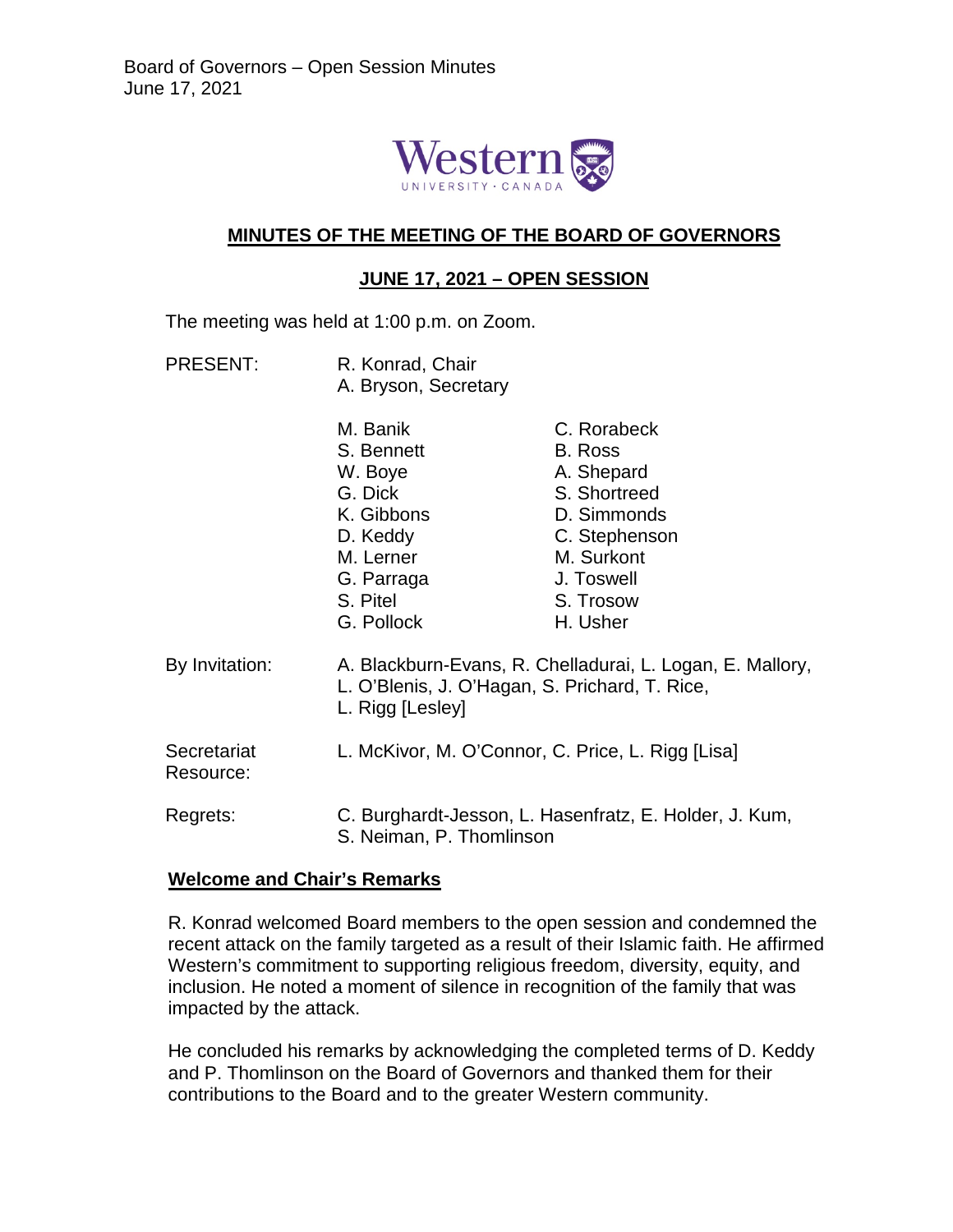# MINUTES OF THE MEETING OF THE BOARD OF GOVERNORS

## JUNE 17, 2021 – OPEN SESSION

The meeting was held at 1:00 p.m. on Zoom.

PRESENT: R. Konrad, Chair
A. Bryson, Secretary

M. Banik, S. Bennett, W. Boye, G. Dick, K. Gibbons, D. Keddy, M. Lerner, G. Parraga, S. Pitel, G. Pollock, C. Rorabeck, B. Ross, A. Shepard, S. Shortreed, D. Simmonds, C. Stephenson, M. Surkont, J. Toswell, S. Trosow, H. Usher

By Invitation: A. Blackburn-Evans, R. Chelladurai, L. Logan, E. Mallory, L. O'Blenis, J. O'Hagan, S. Prichard, T. Rice, L. Rigg [Lesley]

Secretariat Resource: L. McKivor, M. O'Connor, C. Price, L. Rigg [Lisa]

Regrets: C. Burghardt-Jesson, L. Hasenfratz, E. Holder, J. Kum, S. Neiman, P. Thomlinson

### Welcome and Chair's Remarks

R. Konrad welcomed Board members to the open session and condemned the recent attack on the family targeted as a result of their Islamic faith. He affirmed Western's commitment to supporting religious freedom, diversity, equity, and inclusion. He noted a moment of silence in recognition of the family that was impacted by the attack.

He concluded his remarks by acknowledging the completed terms of D. Keddy and P. Thomlinson on the Board of Governors and thanked them for their contributions to the Board and to the greater Western community.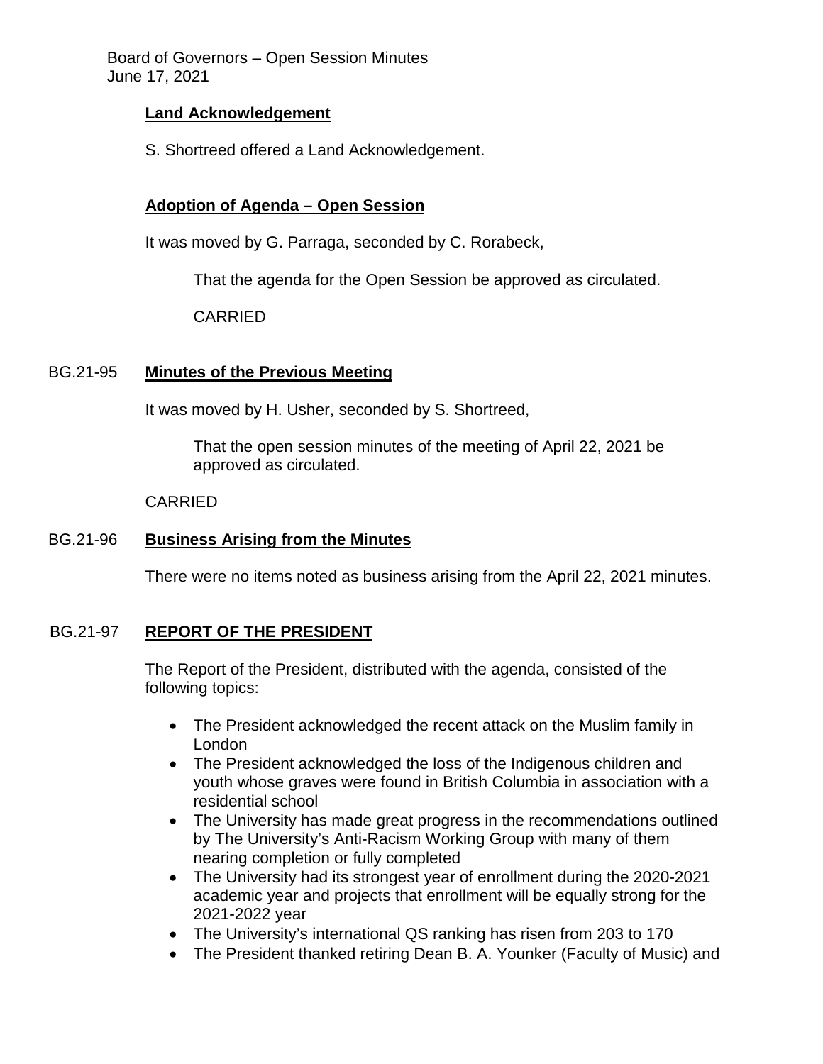**Land Acknowledgement**

S. Shortreed offered a Land Acknowledgement.

**Adoption of Agenda – Open Session**

It was moved by G. Parraga, seconded by C. Rorabeck,

> That the agenda for the Open Session be approved as circulated.
>
> CARRIED

BG.21-95 **Minutes of the Previous Meeting**

It was moved by H. Usher, seconded by S. Shortreed,

> That the open session minutes of the meeting of April 22, 2021 be approved as circulated.

CARRIED

BG.21-96 **Business Arising from the Minutes**

There were no items noted as business arising from the April 22, 2021 minutes.

BG.21-97 **REPORT OF THE PRESIDENT**

The Report of the President, distributed with the agenda, consisted of the following topics:

- The President acknowledged the recent attack on the Muslim family in London
- The President acknowledged the loss of the Indigenous children and youth whose graves were found in British Columbia in association with a residential school
- The University has made great progress in the recommendations outlined by The University's Anti-Racism Working Group with many of them nearing completion or fully completed
- The University had its strongest year of enrollment during the 2020-2021 academic year and projects that enrollment will be equally strong for the 2021-2022 year
- The University's international QS ranking has risen from 203 to 170
- The President thanked retiring Dean B. A. Younker (Faculty of Music) and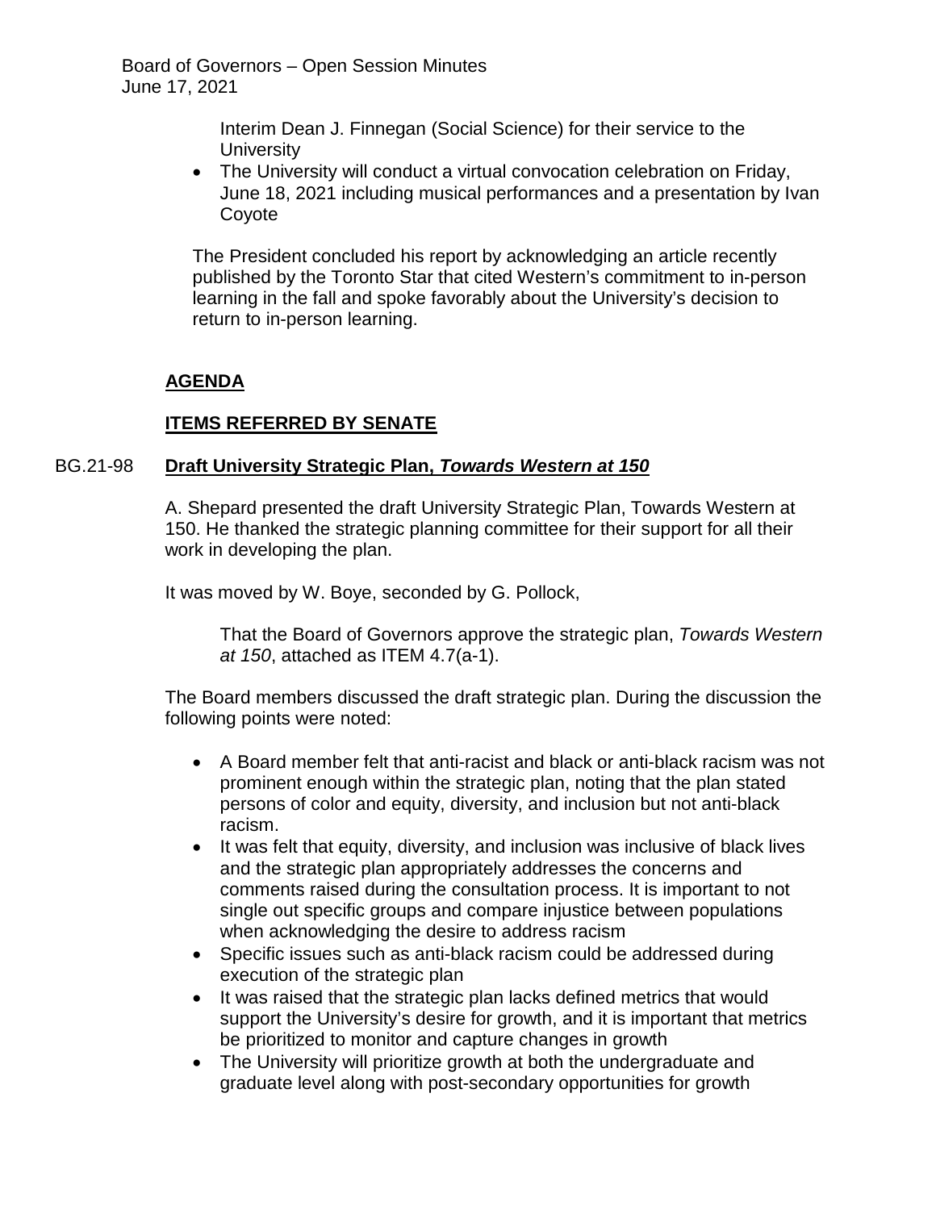Interim Dean J. Finnegan (Social Science) for their service to the University

- The University will conduct a virtual convocation celebration on Friday, June 18, 2021 including musical performances and a presentation by Ivan Coyote

The President concluded his report by acknowledging an article recently published by the Toronto Star that cited Western's commitment to in-person learning in the fall and spoke favorably about the University's decision to return to in-person learning.

## AGENDA

## ITEMS REFERRED BY SENATE

### BG.21-98 Draft University Strategic Plan, *Towards Western at 150*

A. Shepard presented the draft University Strategic Plan, Towards Western at 150. He thanked the strategic planning committee for their support for all their work in developing the plan.

It was moved by W. Boye, seconded by G. Pollock,

> That the Board of Governors approve the strategic plan, *Towards Western at 150*, attached as ITEM 4.7(a-1).

The Board members discussed the draft strategic plan. During the discussion the following points were noted:

- A Board member felt that anti-racist and black or anti-black racism was not prominent enough within the strategic plan, noting that the plan stated persons of color and equity, diversity, and inclusion but not anti-black racism.
- It was felt that equity, diversity, and inclusion was inclusive of black lives and the strategic plan appropriately addresses the concerns and comments raised during the consultation process. It is important to not single out specific groups and compare injustice between populations when acknowledging the desire to address racism
- Specific issues such as anti-black racism could be addressed during execution of the strategic plan
- It was raised that the strategic plan lacks defined metrics that would support the University's desire for growth, and it is important that metrics be prioritized to monitor and capture changes in growth
- The University will prioritize growth at both the undergraduate and graduate level along with post-secondary opportunities for growth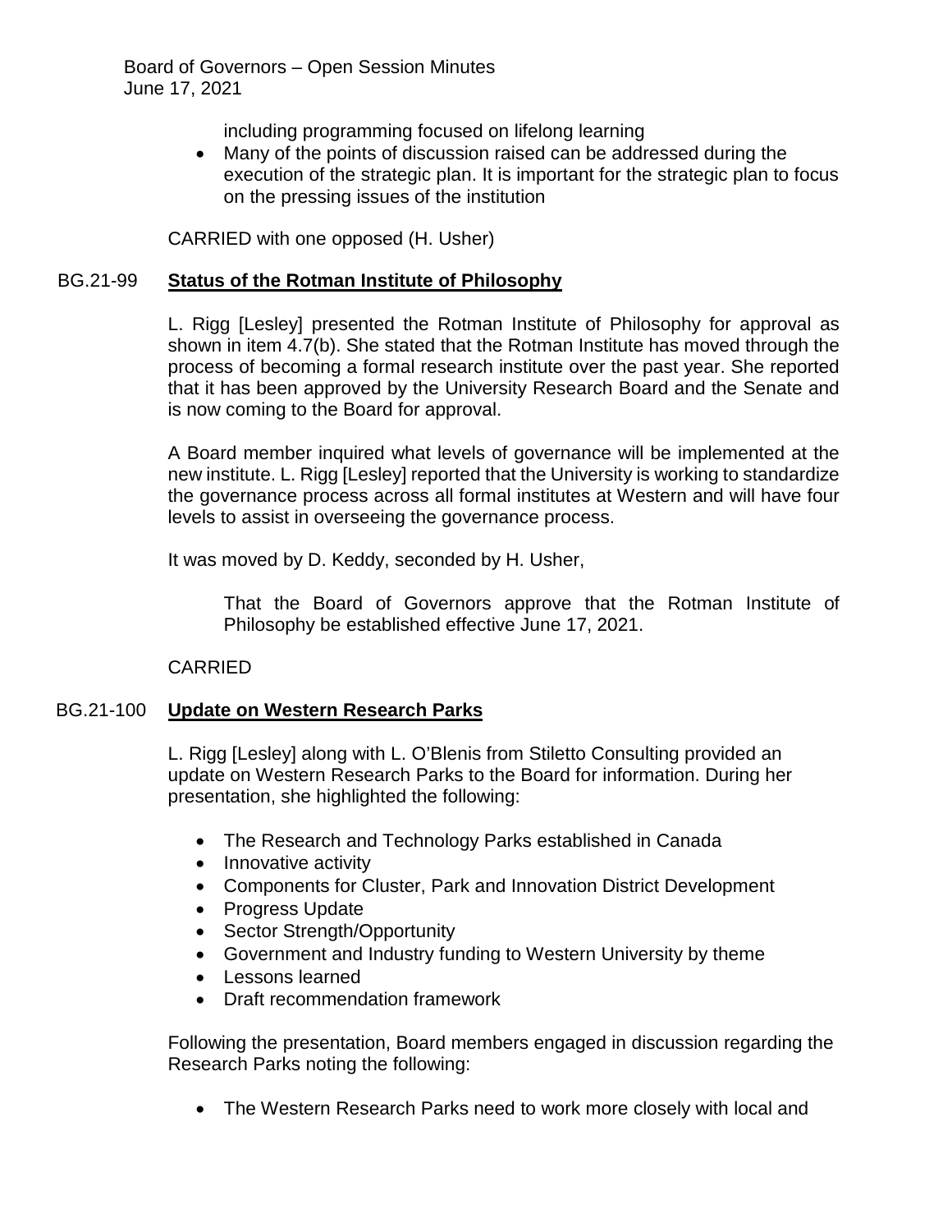including programming focused on lifelong learning

- Many of the points of discussion raised can be addressed during the execution of the strategic plan. It is important for the strategic plan to focus on the pressing issues of the institution

CARRIED with one opposed (H. Usher)

## BG.21-99 **Status of the Rotman Institute of Philosophy**

L. Rigg [Lesley] presented the Rotman Institute of Philosophy for approval as shown in item 4.7(b). She stated that the Rotman Institute has moved through the process of becoming a formal research institute over the past year. She reported that it has been approved by the University Research Board and the Senate and is now coming to the Board for approval.

A Board member inquired what levels of governance will be implemented at the new institute. L. Rigg [Lesley] reported that the University is working to standardize the governance process across all formal institutes at Western and will have four levels to assist in overseeing the governance process.

It was moved by D. Keddy, seconded by H. Usher,

> That the Board of Governors approve that the Rotman Institute of Philosophy be established effective June 17, 2021.

CARRIED

## BG.21-100 **Update on Western Research Parks**

L. Rigg [Lesley] along with L. O'Blenis from Stiletto Consulting provided an update on Western Research Parks to the Board for information. During her presentation, she highlighted the following:

- The Research and Technology Parks established in Canada
- Innovative activity
- Components for Cluster, Park and Innovation District Development
- Progress Update
- Sector Strength/Opportunity
- Government and Industry funding to Western University by theme
- Lessons learned
- Draft recommendation framework

Following the presentation, Board members engaged in discussion regarding the Research Parks noting the following:

- The Western Research Parks need to work more closely with local and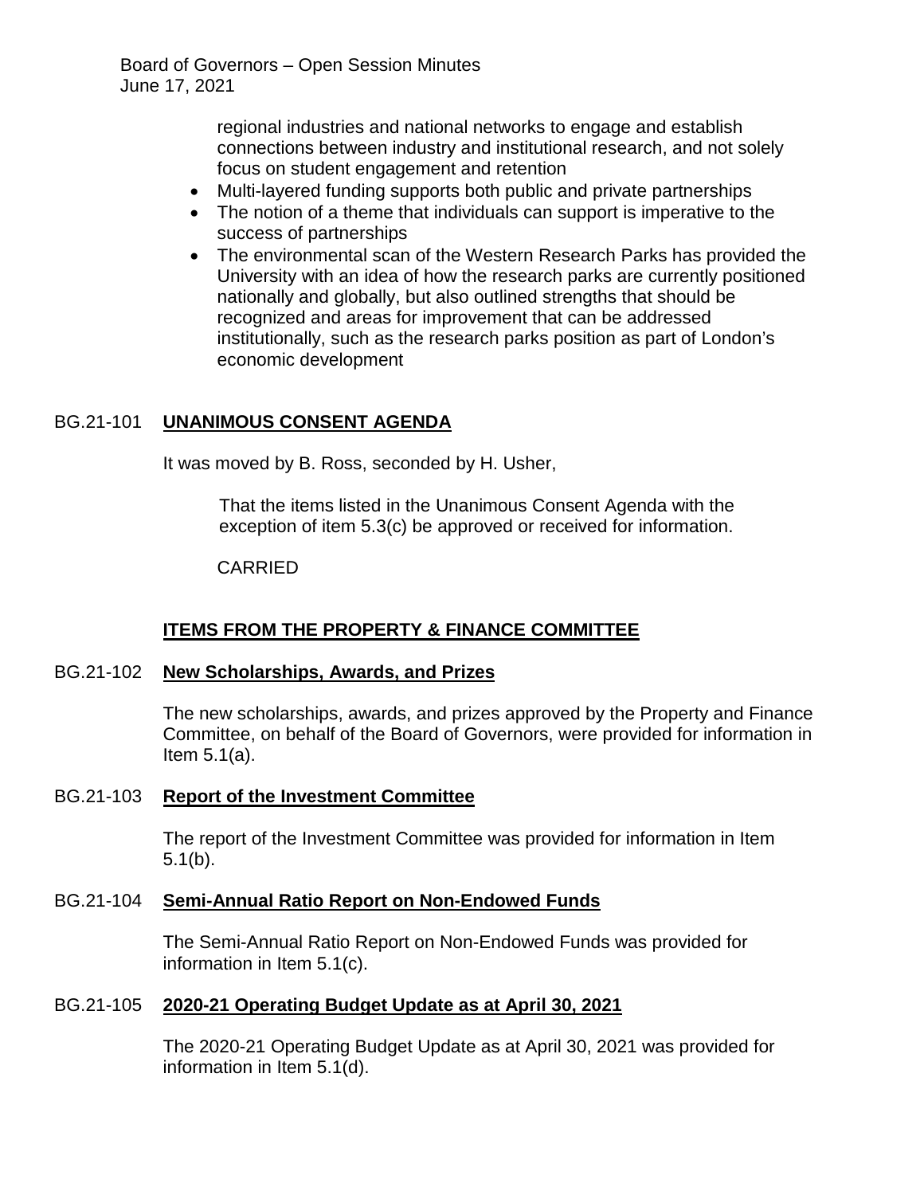regional industries and national networks to engage and establish connections between industry and institutional research, and not solely focus on student engagement and retention

- Multi-layered funding supports both public and private partnerships
- The notion of a theme that individuals can support is imperative to the success of partnerships
- The environmental scan of the Western Research Parks has provided the University with an idea of how the research parks are currently positioned nationally and globally, but also outlined strengths that should be recognized and areas for improvement that can be addressed institutionally, such as the research parks position as part of London's economic development

BG.21-101 **UNANIMOUS CONSENT AGENDA**

It was moved by B. Ross, seconded by H. Usher,

> That the items listed in the Unanimous Consent Agenda with the exception of item 5.3(c) be approved or received for information.
>
> CARRIED

**ITEMS FROM THE PROPERTY & FINANCE COMMITTEE**

BG.21-102 **New Scholarships, Awards, and Prizes**

The new scholarships, awards, and prizes approved by the Property and Finance Committee, on behalf of the Board of Governors, were provided for information in Item 5.1(a).

BG.21-103 **Report of the Investment Committee**

The report of the Investment Committee was provided for information in Item 5.1(b).

BG.21-104 **Semi-Annual Ratio Report on Non-Endowed Funds**

The Semi-Annual Ratio Report on Non-Endowed Funds was provided for information in Item 5.1(c).

BG.21-105 **2020-21 Operating Budget Update as at April 30, 2021**

The 2020-21 Operating Budget Update as at April 30, 2021 was provided for information in Item 5.1(d).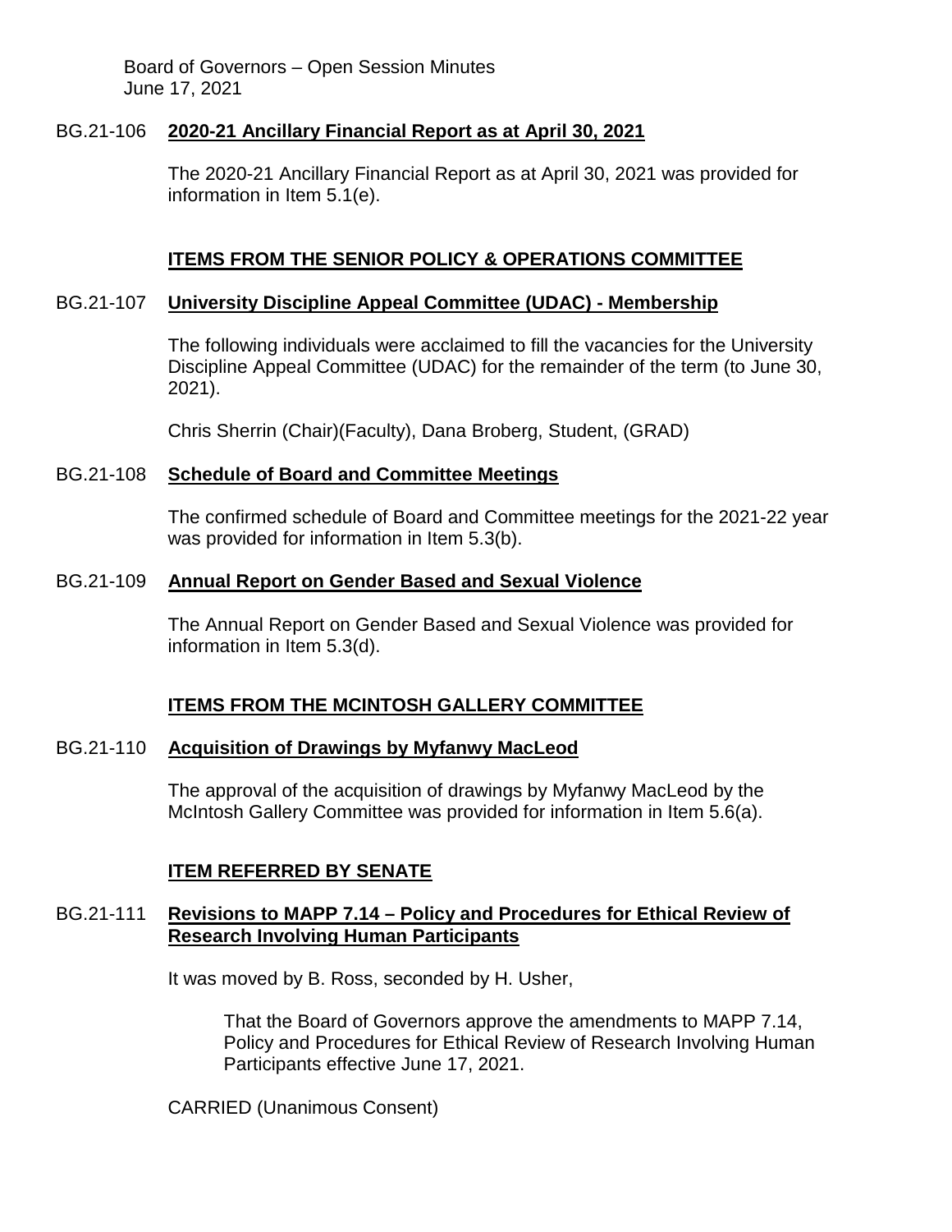### BG.21-106 **2020-21 Ancillary Financial Report as at April 30, 2021**

The 2020-21 Ancillary Financial Report as at April 30, 2021 was provided for information in Item 5.1(e).

## ITEMS FROM THE SENIOR POLICY & OPERATIONS COMMITTEE

### BG.21-107 **University Discipline Appeal Committee (UDAC) - Membership**

The following individuals were acclaimed to fill the vacancies for the University Discipline Appeal Committee (UDAC) for the remainder of the term (to June 30, 2021).

Chris Sherrin (Chair)(Faculty), Dana Broberg, Student, (GRAD)

### BG.21-108 **Schedule of Board and Committee Meetings**

The confirmed schedule of Board and Committee meetings for the 2021-22 year was provided for information in Item 5.3(b).

### BG.21-109 **Annual Report on Gender Based and Sexual Violence**

The Annual Report on Gender Based and Sexual Violence was provided for information in Item 5.3(d).

## ITEMS FROM THE MCINTOSH GALLERY COMMITTEE

### BG.21-110 **Acquisition of Drawings by Myfanwy MacLeod**

The approval of the acquisition of drawings by Myfanwy MacLeod by the McIntosh Gallery Committee was provided for information in Item 5.6(a).

## ITEM REFERRED BY SENATE

### BG.21-111 **Revisions to MAPP 7.14 – Policy and Procedures for Ethical Review of Research Involving Human Participants**

It was moved by B. Ross, seconded by H. Usher,

> That the Board of Governors approve the amendments to MAPP 7.14, Policy and Procedures for Ethical Review of Research Involving Human Participants effective June 17, 2021.

CARRIED (Unanimous Consent)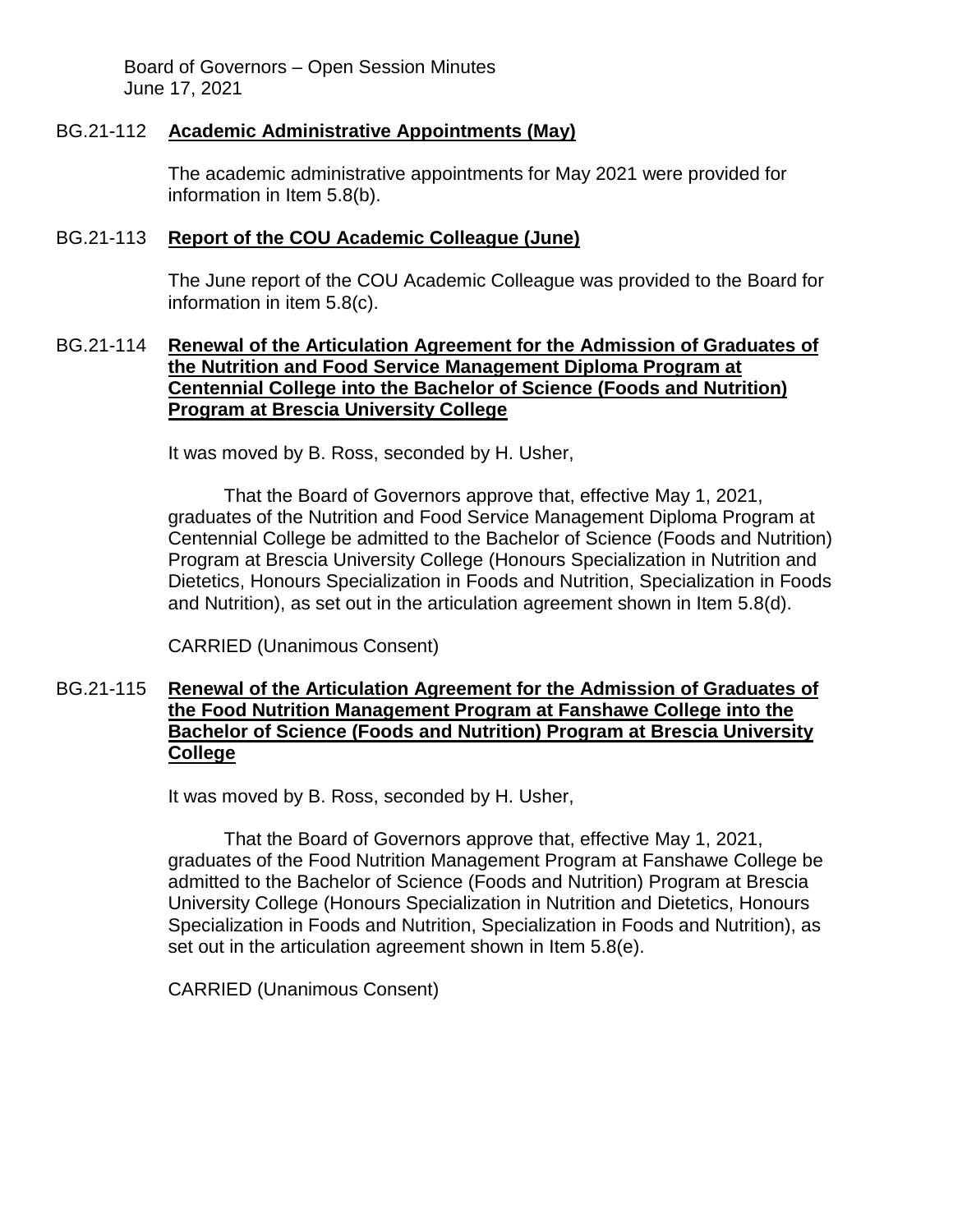### BG.21-112 **Academic Administrative Appointments (May)**

The academic administrative appointments for May 2021 were provided for information in Item 5.8(b).

### BG.21-113 **Report of the COU Academic Colleague (June)**

The June report of the COU Academic Colleague was provided to the Board for information in item 5.8(c).

### BG.21-114 **Renewal of the Articulation Agreement for the Admission of Graduates of the Nutrition and Food Service Management Diploma Program at Centennial College into the Bachelor of Science (Foods and Nutrition) Program at Brescia University College**

It was moved by B. Ross, seconded by H. Usher,

> That the Board of Governors approve that, effective May 1, 2021, graduates of the Nutrition and Food Service Management Diploma Program at Centennial College be admitted to the Bachelor of Science (Foods and Nutrition) Program at Brescia University College (Honours Specialization in Nutrition and Dietetics, Honours Specialization in Foods and Nutrition, Specialization in Foods and Nutrition), as set out in the articulation agreement shown in Item 5.8(d).

CARRIED (Unanimous Consent)

### BG.21-115 **Renewal of the Articulation Agreement for the Admission of Graduates of the Food Nutrition Management Program at Fanshawe College into the Bachelor of Science (Foods and Nutrition) Program at Brescia University College**

It was moved by B. Ross, seconded by H. Usher,

> That the Board of Governors approve that, effective May 1, 2021, graduates of the Food Nutrition Management Program at Fanshawe College be admitted to the Bachelor of Science (Foods and Nutrition) Program at Brescia University College (Honours Specialization in Nutrition and Dietetics, Honours Specialization in Foods and Nutrition, Specialization in Foods and Nutrition), as set out in the articulation agreement shown in Item 5.8(e).

CARRIED (Unanimous Consent)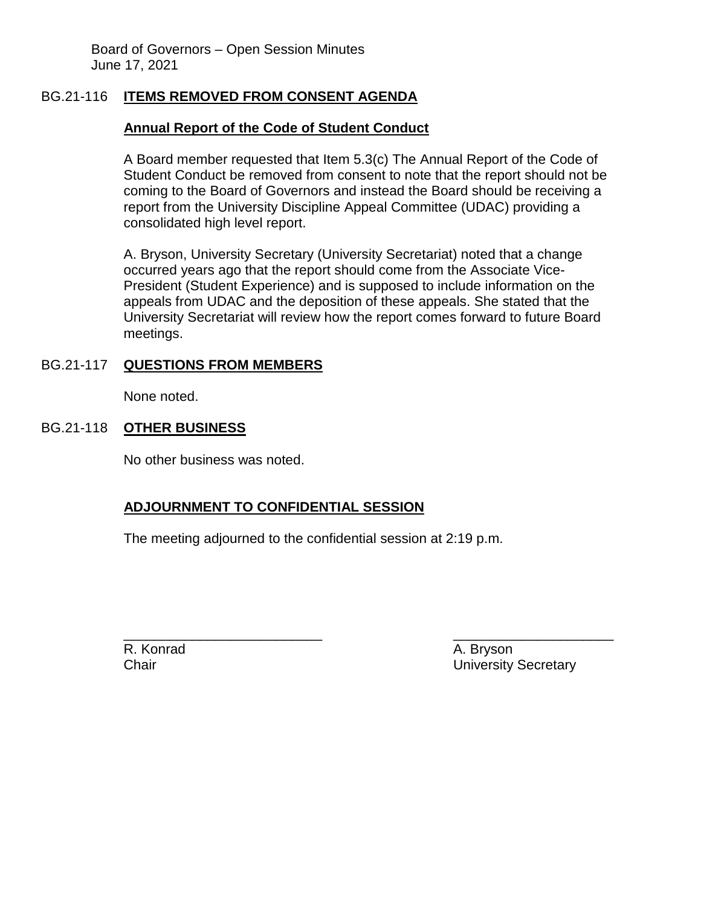BG.21-116 **ITEMS REMOVED FROM CONSENT AGENDA**

**Annual Report of the Code of Student Conduct**

A Board member requested that Item 5.3(c) The Annual Report of the Code of Student Conduct be removed from consent to note that the report should not be coming to the Board of Governors and instead the Board should be receiving a report from the University Discipline Appeal Committee (UDAC) providing a consolidated high level report.

A. Bryson, University Secretary (University Secretariat) noted that a change occurred years ago that the report should come from the Associate Vice-President (Student Experience) and is supposed to include information on the appeals from UDAC and the deposition of these appeals. She stated that the University Secretariat will review how the report comes forward to future Board meetings.

BG.21-117 **QUESTIONS FROM MEMBERS**

None noted.

BG.21-118 **OTHER BUSINESS**

No other business was noted.

**ADJOURNMENT TO CONFIDENTIAL SESSION**

The meeting adjourned to the confidential session at 2:19 p.m.

\_\_\_\_\_\_\_\_\_\_\_\_\_\_\_\_\_\_\_\_\_\_\_\_\_\_\_
R. Konrad
Chair

\_\_\_\_\_\_\_\_\_\_\_\_\_\_\_\_\_\_\_\_\_\_
A. Bryson
University Secretary